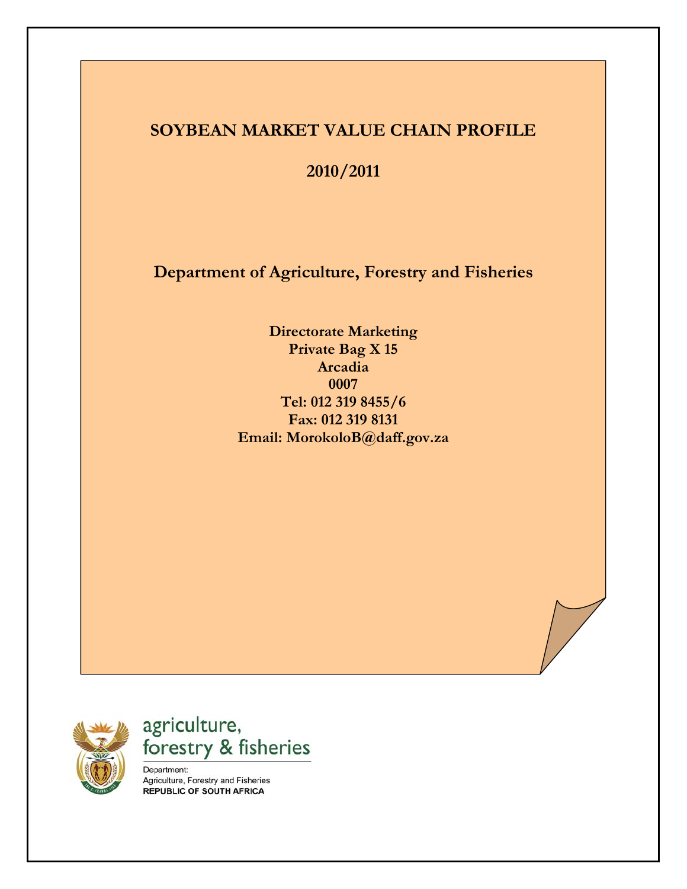# SOYBEAN MARKET VALUE CHAIN PROFILE

## 2010/2011

## Department of Agriculture, Forestry and Fisheries

**Directorate Marketing**
**Private Bag X 15**
**Arcadia**
**0007**
**Tel: 012 319 8455/6**
**Fax: 012 319 8131**
**Email: MorokoloB@daff.gov.za**

agriculture,
forestry & fisheries

Department:
Agriculture, Forestry and Fisheries
**REPUBLIC OF SOUTH AFRICA**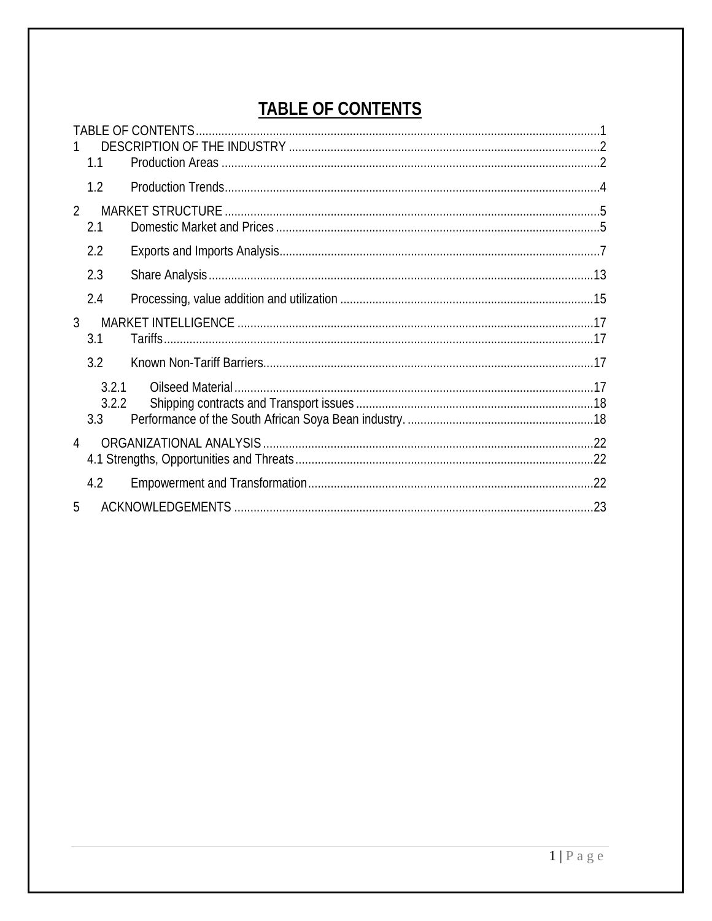# TABLE OF CONTENTS

TABLE OF CONTENTS....................................................................................................................1
1 DESCRIPTION OF THE INDUSTRY ......................................................................................2
 1.1 Production Areas ..............................................................................................................2
 1.2 Production Trends..............................................................................................................4
2 MARKET STRUCTURE ..........................................................................................................5
 2.1 Domestic Market and Prices ..............................................................................................5
 2.2 Exports and Imports Analysis.............................................................................................7
 2.3 Share Analysis ..................................................................................................................13
 2.4 Processing, value addition and utilization ........................................................................15
3 MARKET INTELLIGENCE ....................................................................................................17
 3.1 Tariffs................................................................................................................................17
 3.2 Known Non-Tariff Barriers................................................................................................17
  3.2.1 Oilseed Material ..........................................................................................................17
  3.2.2 Shipping contracts and Transport issues ....................................................................18
 3.3 Performance of the South African Soya Bean industry. ...................................................18
4 ORGANIZATIONAL ANALYSIS ............................................................................................22
 4.1 Strengths, Opportunities and Threats...............................................................................22
 4.2 Empowerment and Transformation..................................................................................22
5 ACKNOWLEDGEMENTS ......................................................................................................23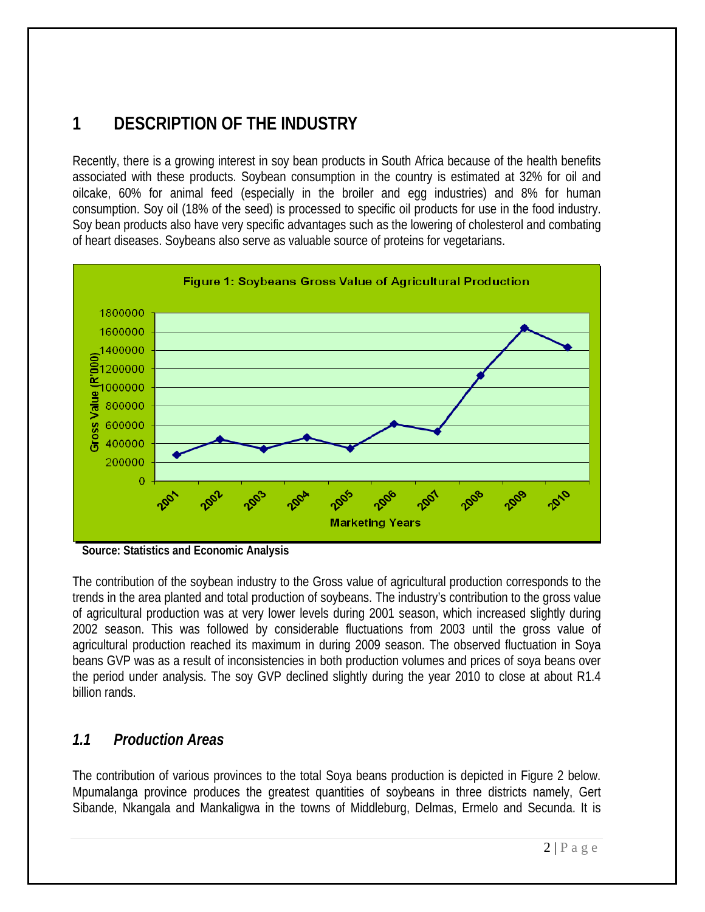# 1 DESCRIPTION OF THE INDUSTRY

Recently, there is a growing interest in soy bean products in South Africa because of the health benefits associated with these products. Soybean consumption in the country is estimated at 32% for oil and oilcake, 60% for animal feed (especially in the broiler and egg industries) and 8% for human consumption. Soy oil (18% of the seed) is processed to specific oil products for use in the food industry. Soy bean products also have very specific advantages such as the lowering of cholesterol and combating of heart diseases. Soybeans also serve as valuable source of proteins for vegetarians.

Figure 1: Soybeans Gross Value of Agricultural Production

Source: Statistics and Economic Analysis

The contribution of the soybean industry to the Gross value of agricultural production corresponds to the trends in the area planted and total production of soybeans. The industry's contribution to the gross value of agricultural production was at very lower levels during 2001 season, which increased slightly during 2002 season. This was followed by considerable fluctuations from 2003 until the gross value of agricultural production reached its maximum in during 2009 season. The observed fluctuation in Soya beans GVP was as a result of inconsistencies in both production volumes and prices of soya beans over the period under analysis. The soy GVP declined slightly during the year 2010 to close at about R1.4 billion rands.

## *1.1 Production Areas*

The contribution of various provinces to the total Soya beans production is depicted in Figure 2 below. Mpumalanga province produces the greatest quantities of soybeans in three districts namely, Gert Sibande, Nkangala and Mankaligwa in the towns of Middleburg, Delmas, Ermelo and Secunda. It is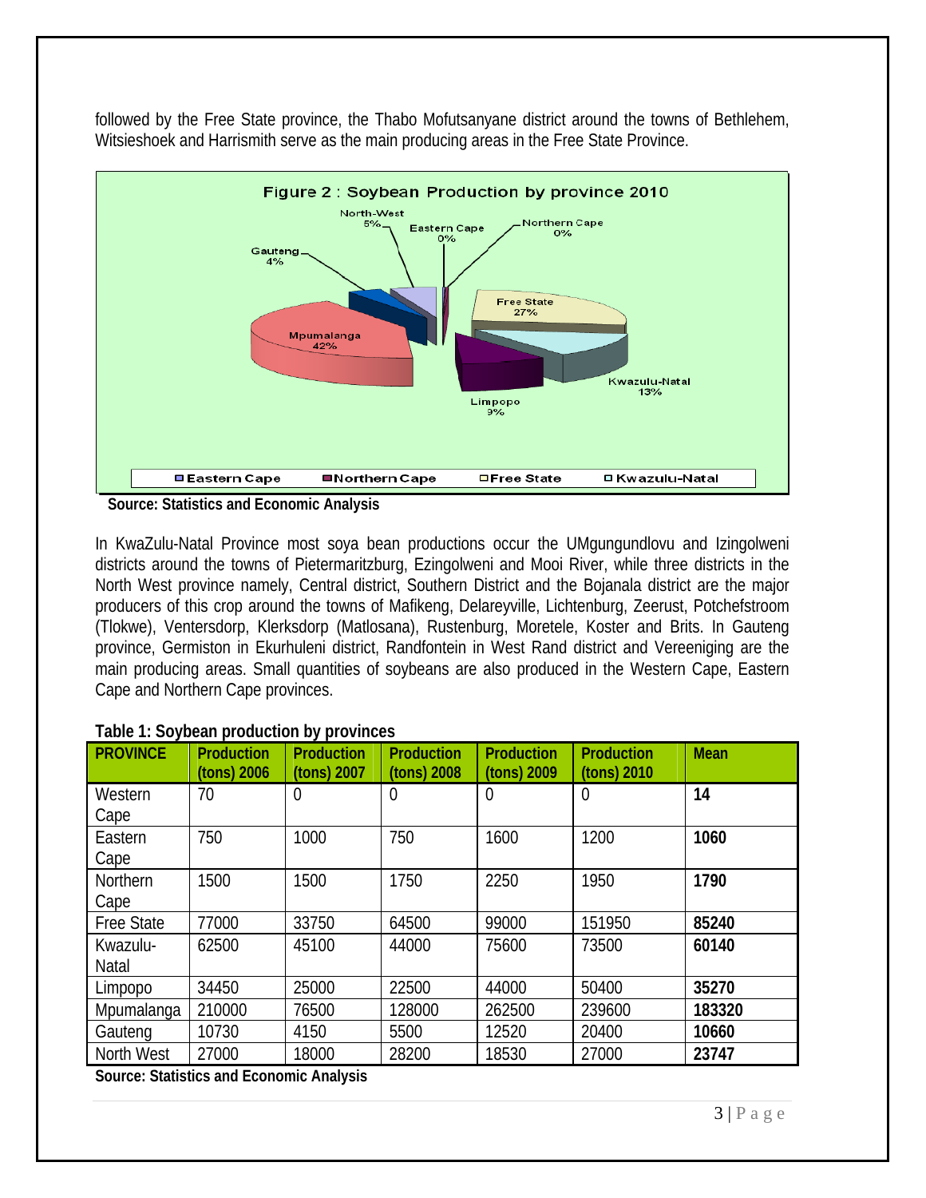followed by the Free State province, the Thabo Mofutsanyane district around the towns of Bethlehem, Witsieshoek and Harrismith serve as the main producing areas in the Free State Province.

Figure 2 : Soybean Production by province 2010

**Source: Statistics and Economic Analysis**

In KwaZulu-Natal Province most soya bean productions occur the UMgungundlovu and Izingolweni districts around the towns of Pietermaritzburg, Ezingolweni and Mooi River, while three districts in the North West province namely, Central district, Southern District and the Bojanala district are the major producers of this crop around the towns of Mafikeng, Delareyville, Lichtenburg, Zeerust, Potchefstroom (Tlokwe), Ventersdorp, Klerksdorp (Matlosana), Rustenburg, Moretele, Koster and Brits. In Gauteng province, Germiston in Ekurhuleni district, Randfontein in West Rand district and Vereeniging are the main producing areas. Small quantities of soybeans are also produced in the Western Cape, Eastern Cape and Northern Cape provinces.

**Table 1: Soybean production by provinces**

| PROVINCE | Production (tons) 2006 | Production (tons) 2007 | Production (tons) 2008 | Production (tons) 2009 | Production (tons) 2010 | Mean |
|---|---|---|---|---|---|---|
| Western Cape | 70 | 0 | 0 | 0 | 0 | **14** |
| Eastern Cape | 750 | 1000 | 750 | 1600 | 1200 | **1060** |
| Northern Cape | 1500 | 1500 | 1750 | 2250 | 1950 | **1790** |
| Free State | 77000 | 33750 | 64500 | 99000 | 151950 | **85240** |
| Kwazulu-Natal | 62500 | 45100 | 44000 | 75600 | 73500 | **60140** |
| Limpopo | 34450 | 25000 | 22500 | 44000 | 50400 | **35270** |
| Mpumalanga | 210000 | 76500 | 128000 | 262500 | 239600 | **183320** |
| Gauteng | 10730 | 4150 | 5500 | 12520 | 20400 | **10660** |
| North West | 27000 | 18000 | 28200 | 18530 | 27000 | **23747** |

**Source: Statistics and Economic Analysis**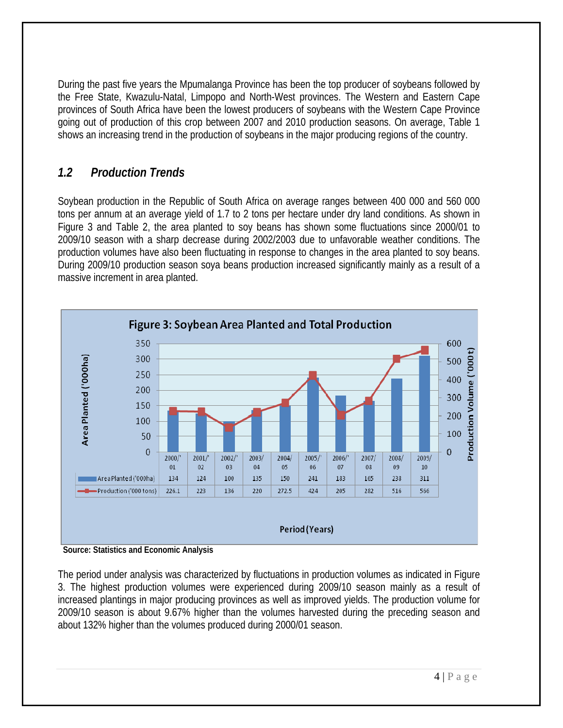During the past five years the Mpumalanga Province has been the top producer of soybeans followed by the Free State, Kwazulu-Natal, Limpopo and North-West provinces. The Western and Eastern Cape provinces of South Africa have been the lowest producers of soybeans with the Western Cape Province going out of production of this crop between 2007 and 2010 production seasons. On average, Table 1 shows an increasing trend in the production of soybeans in the major producing regions of the country.

## *1.2 Production Trends*

Soybean production in the Republic of South Africa on average ranges between 400 000 and 560 000 tons per annum at an average yield of 1.7 to 2 tons per hectare under dry land conditions. As shown in Figure 3 and Table 2, the area planted to soy beans has shown some fluctuations since 2000/01 to 2009/10 season with a sharp decrease during 2002/2003 due to unfavorable weather conditions. The production volumes have also been fluctuating in response to changes in the area planted to soy beans. During 2009/10 production season soya beans production increased significantly mainly as a result of a massive increment in area planted.

**Figure 3: Soybean Area Planted and Total Production**

| | 2000/'01 | 2001/'02 | 2002/'03 | 2003/04 | 2004/05 | 2005/'06 | 2006/'07 | 2007/08 | 2008/09 | 2009/10 |
|---|---|---|---|---|---|---|---|---|---|---|
| Area Planted ('000ha) | 134 | 124 | 100 | 135 | 150 | 241 | 183 | 165 | 238 | 311 |
| Production ('000 tons) | 226.1 | 223 | 136 | 220 | 272.5 | 424 | 205 | 282 | 516 | 566 |

Period (Years)

**Source: Statistics and Economic Analysis**

The period under analysis was characterized by fluctuations in production volumes as indicated in Figure 3. The highest production volumes were experienced during 2009/10 season mainly as a result of increased plantings in major producing provinces as well as improved yields. The production volume for 2009/10 season is about 9.67% higher than the volumes harvested during the preceding season and about 132% higher than the volumes produced during 2000/01 season.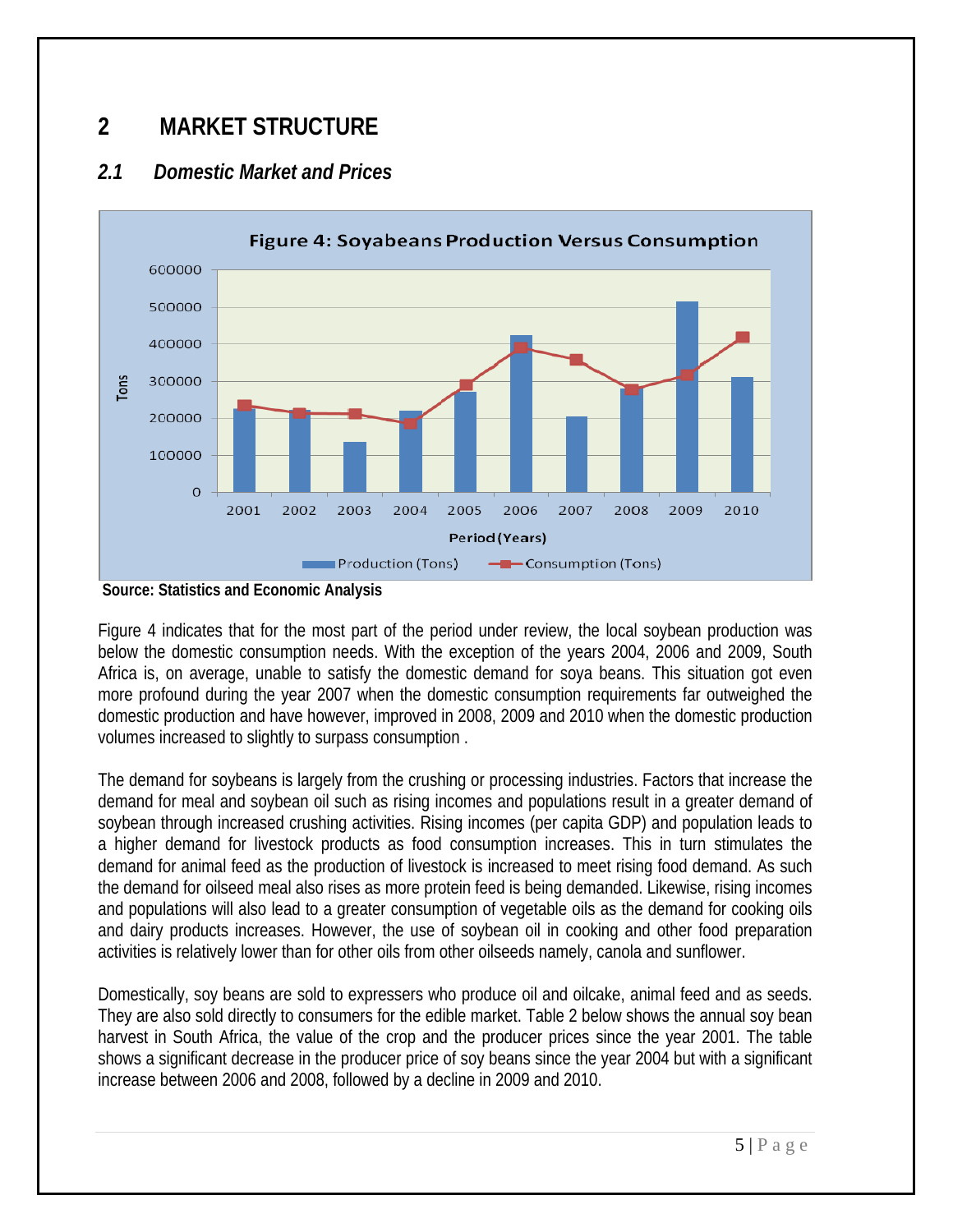# 2 MARKET STRUCTURE

## *2.1 Domestic Market and Prices*

**Source: Statistics and Economic Analysis**

Figure 4 indicates that for the most part of the period under review, the local soybean production was below the domestic consumption needs. With the exception of the years 2004, 2006 and 2009, South Africa is, on average, unable to satisfy the domestic demand for soya beans. This situation got even more profound during the year 2007 when the domestic consumption requirements far outweighed the domestic production and have however, improved in 2008, 2009 and 2010 when the domestic production volumes increased to slightly to surpass consumption .

The demand for soybeans is largely from the crushing or processing industries. Factors that increase the demand for meal and soybean oil such as rising incomes and populations result in a greater demand of soybean through increased crushing activities. Rising incomes (per capita GDP) and population leads to a higher demand for livestock products as food consumption increases. This in turn stimulates the demand for animal feed as the production of livestock is increased to meet rising food demand. As such the demand for oilseed meal also rises as more protein feed is being demanded. Likewise, rising incomes and populations will also lead to a greater consumption of vegetable oils as the demand for cooking oils and dairy products increases. However, the use of soybean oil in cooking and other food preparation activities is relatively lower than for other oils from other oilseeds namely, canola and sunflower.

Domestically, soy beans are sold to expressers who produce oil and oilcake, animal feed and as seeds. They are also sold directly to consumers for the edible market. Table 2 below shows the annual soy bean harvest in South Africa, the value of the crop and the producer prices since the year 2001. The table shows a significant decrease in the producer price of soy beans since the year 2004 but with a significant increase between 2006 and 2008, followed by a decline in 2009 and 2010.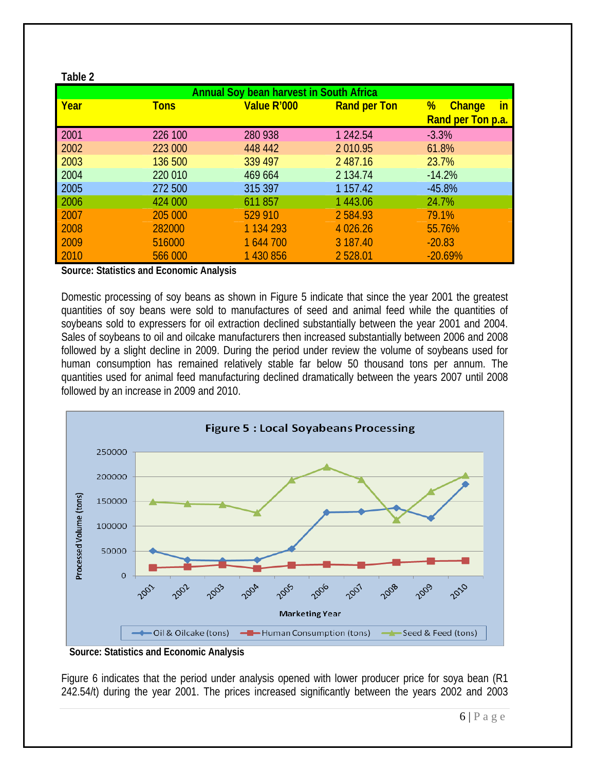**Table 2**

| Annual Soy bean harvest in South Africa | | | | |
|---|---|---|---|---|
| **Year** | **Tons** | **Value R'000** | **Rand per Ton** | **% Change in Rand per Ton p.a.** |
| 2001 | 226 100 | 280 938 | 1 242.54 | -3.3% |
| 2002 | 223 000 | 448 442 | 2 010.95 | 61.8% |
| 2003 | 136 500 | 339 497 | 2 487.16 | 23.7% |
| 2004 | 220 010 | 469 664 | 2 134.74 | -14.2% |
| 2005 | 272 500 | 315 397 | 1 157.42 | -45.8% |
| 2006 | 424 000 | 611 857 | 1 443.06 | 24.7% |
| 2007 | 205 000 | 529 910 | 2 584.93 | 79.1% |
| 2008 | 282000 | 1 134 293 | 4 026.26 | 55.76% |
| 2009 | 516000 | 1 644 700 | 3 187.40 | -20.83 |
| 2010 | 566 000 | 1 430 856 | 2 528.01 | -20.69% |

**Source: Statistics and Economic Analysis**

Domestic processing of soy beans as shown in Figure 5 indicate that since the year 2001 the greatest quantities of soy beans were sold to manufactures of seed and animal feed while the quantities of soybeans sold to expressers for oil extraction declined substantially between the year 2001 and 2004. Sales of soybeans to oil and oilcake manufacturers then increased substantially between 2006 and 2008 followed by a slight decline in 2009. During the period under review the volume of soybeans used for human consumption has remained relatively stable far below 50 thousand tons per annum. The quantities used for animal feed manufacturing declined dramatically between the years 2007 until 2008 followed by an increase in 2009 and 2010.

**Figure 5 : Local Soyabeans Processing**

**Source: Statistics and Economic Analysis**

Figure 6 indicates that the period under analysis opened with lower producer price for soya bean (R1 242.54/t) during the year 2001. The prices increased significantly between the years 2002 and 2003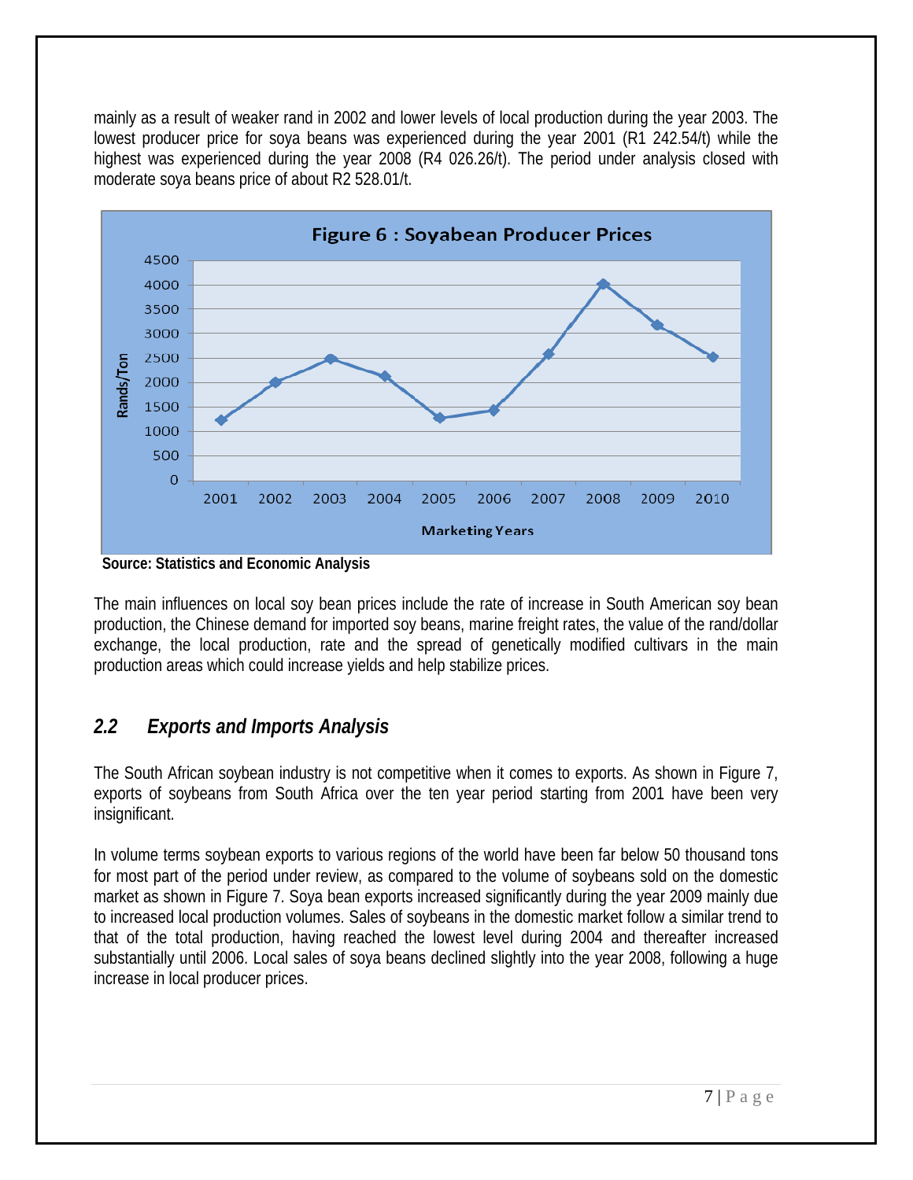mainly as a result of weaker rand in 2002 and lower levels of local production during the year 2003. The lowest producer price for soya beans was experienced during the year 2001 (R1 242.54/t) while the highest was experienced during the year 2008 (R4 026.26/t). The period under analysis closed with moderate soya beans price of about R2 528.01/t.

**Figure 6 : Soyabean Producer Prices**

**Source: Statistics and Economic Analysis**

The main influences on local soy bean prices include the rate of increase in South American soy bean production, the Chinese demand for imported soy beans, marine freight rates, the value of the rand/dollar exchange, the local production, rate and the spread of genetically modified cultivars in the main production areas which could increase yields and help stabilize prices.

## *2.2 Exports and Imports Analysis*

The South African soybean industry is not competitive when it comes to exports. As shown in Figure 7, exports of soybeans from South Africa over the ten year period starting from 2001 have been very insignificant.

In volume terms soybean exports to various regions of the world have been far below 50 thousand tons for most part of the period under review, as compared to the volume of soybeans sold on the domestic market as shown in Figure 7. Soya bean exports increased significantly during the year 2009 mainly due to increased local production volumes. Sales of soybeans in the domestic market follow a similar trend to that of the total production, having reached the lowest level during 2004 and thereafter increased substantially until 2006. Local sales of soya beans declined slightly into the year 2008, following a huge increase in local producer prices.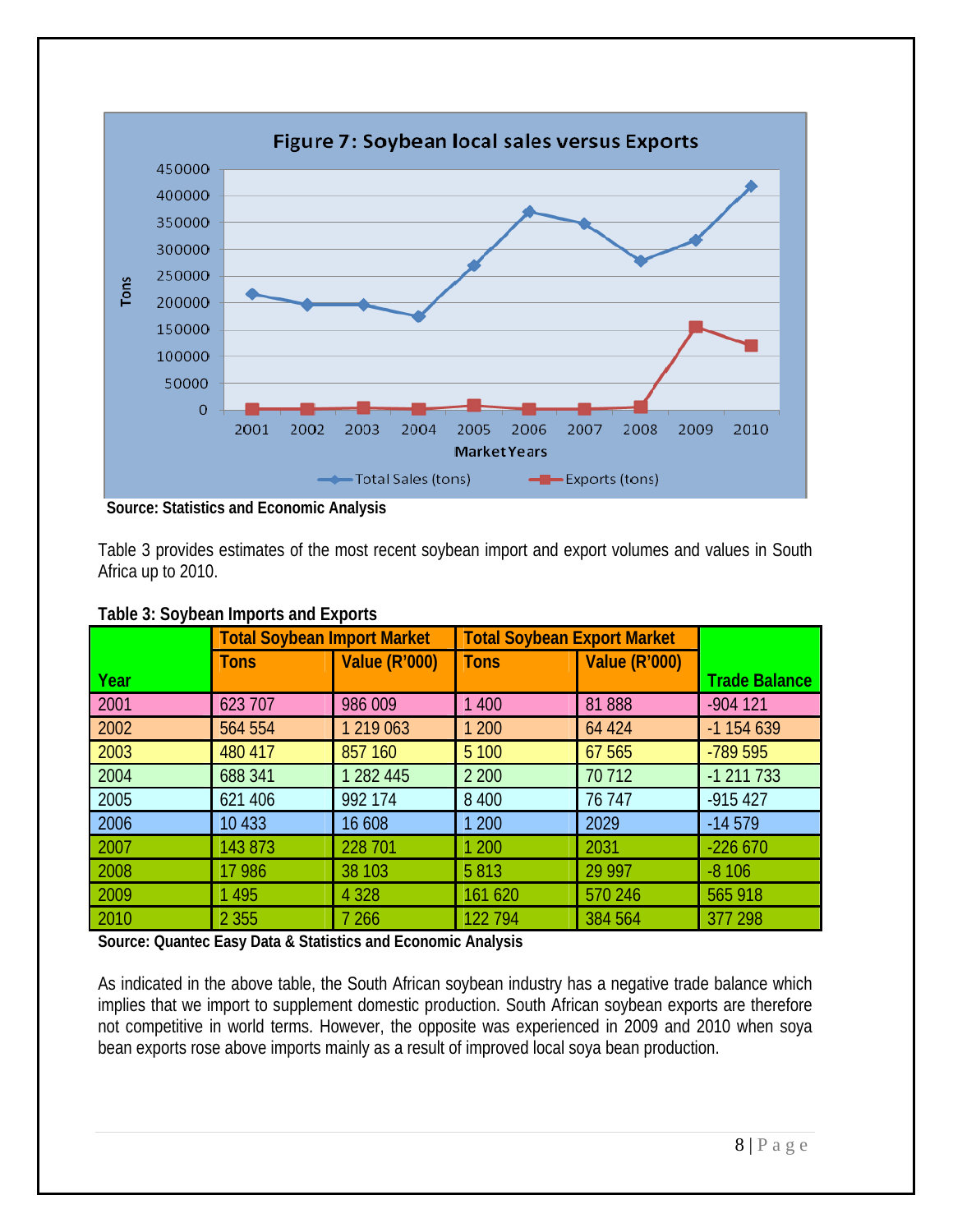**Figure 7: Soybean local sales versus Exports**

Source: Statistics and Economic Analysis

Table 3 provides estimates of the most recent soybean import and export volumes and values in South Africa up to 2010.

**Table 3: Soybean Imports and Exports**

| Year | Total Soybean Import Market | | Total Soybean Export Market | | Trade Balance |
|---|---|---|---|---|---|
| | Tons | Value (R'000) | Tons | Value (R'000) | |
| 2001 | 623 707 | 986 009 | 1 400 | 81 888 | -904 121 |
| 2002 | 564 554 | 1 219 063 | 1 200 | 64 424 | -1 154 639 |
| 2003 | 480 417 | 857 160 | 5 100 | 67 565 | -789 595 |
| 2004 | 688 341 | 1 282 445 | 2 200 | 70 712 | -1 211 733 |
| 2005 | 621 406 | 992 174 | 8 400 | 76 747 | -915 427 |
| 2006 | 10 433 | 16 608 | 1 200 | 2029 | -14 579 |
| 2007 | 143 873 | 228 701 | 1 200 | 2031 | -226 670 |
| 2008 | 17 986 | 38 103 | 5 813 | 29 997 | -8 106 |
| 2009 | 1 495 | 4 328 | 161 620 | 570 246 | 565 918 |
| 2010 | 2 355 | 7 266 | 122 794 | 384 564 | 377 298 |

**Source: Quantec Easy Data & Statistics and Economic Analysis**

As indicated in the above table, the South African soybean industry has a negative trade balance which implies that we import to supplement domestic production. South African soybean exports are therefore not competitive in world terms. However, the opposite was experienced in 2009 and 2010 when soya bean exports rose above imports mainly as a result of improved local soya bean production.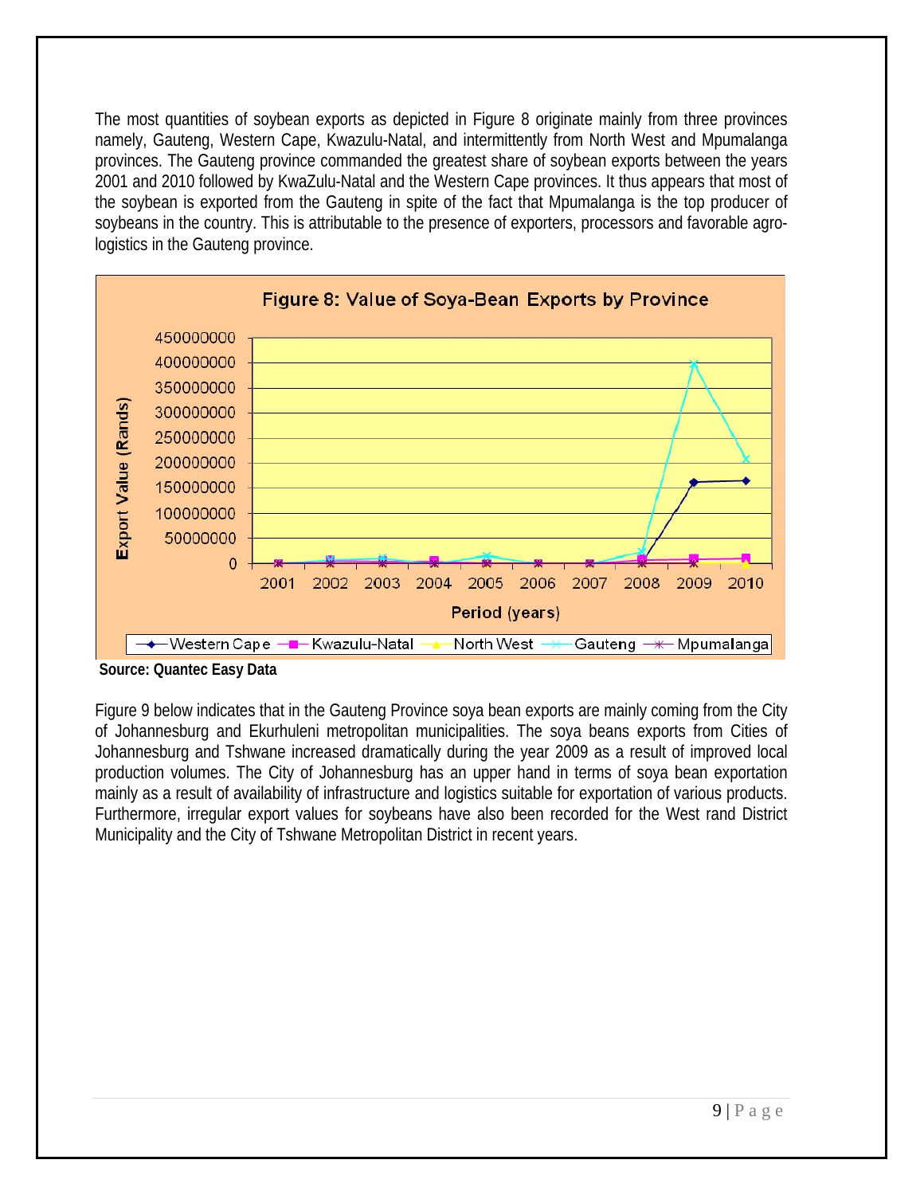The most quantities of soybean exports as depicted in Figure 8 originate mainly from three provinces namely, Gauteng, Western Cape, Kwazulu-Natal, and intermittently from North West and Mpumalanga provinces. The Gauteng province commanded the greatest share of soybean exports between the years 2001 and 2010 followed by KwaZulu-Natal and the Western Cape provinces. It thus appears that most of the soybean is exported from the Gauteng in spite of the fact that Mpumalanga is the top producer of soybeans in the country. This is attributable to the presence of exporters, processors and favorable agro-logistics in the Gauteng province.

Figure 8: Value of Soya-Bean Exports by Province

**Source: Quantec Easy Data**

Figure 9 below indicates that in the Gauteng Province soya bean exports are mainly coming from the City of Johannesburg and Ekurhuleni metropolitan municipalities. The soya beans exports from Cities of Johannesburg and Tshwane increased dramatically during the year 2009 as a result of improved local production volumes. The City of Johannesburg has an upper hand in terms of soya bean exportation mainly as a result of availability of infrastructure and logistics suitable for exportation of various products. Furthermore, irregular export values for soybeans have also been recorded for the West rand District Municipality and the City of Tshwane Metropolitan District in recent years.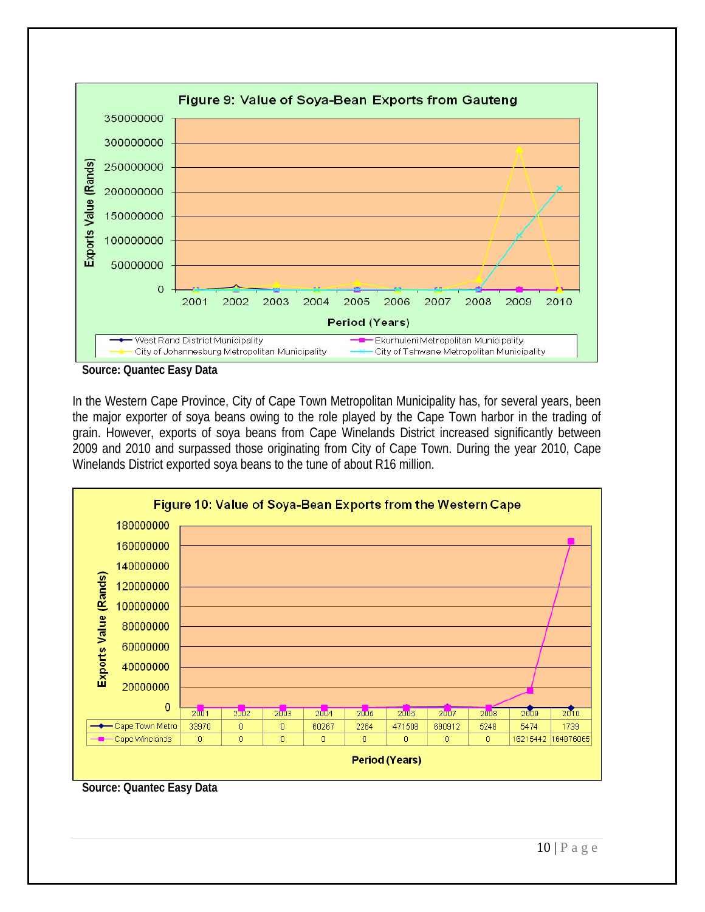**Figure 9: Value of Soya-Bean Exports from Gauteng**

Source: Quantec Easy Data

In the Western Cape Province, City of Cape Town Metropolitan Municipality has, for several years, been the major exporter of soya beans owing to the role played by the Cape Town harbor in the trading of grain. However, exports of soya beans from Cape Winelands District increased significantly between 2009 and 2010 and surpassed those originating from City of Cape Town. During the year 2010, Cape Winelands District exported soya beans to the tune of about R16 million.

**Figure 10: Value of Soya-Bean Exports from the Western Cape**

| | 2001 | 2002 | 2003 | 2004 | 2005 | 2006 | 2007 | 2008 | 2009 | 2010 |
|---|---|---|---|---|---|---|---|---|---|---|
| Cape Town Metro | 33970 | 0 | 0 | 60267 | 2254 | 471508 | 680912 | 5248 | 5474 | 1739 |
| Cape Winelands | 0 | 0 | 0 | 0 | 0 | 0 | 0 | 0 | 16215442 | 164976065 |

Source: Quantec Easy Data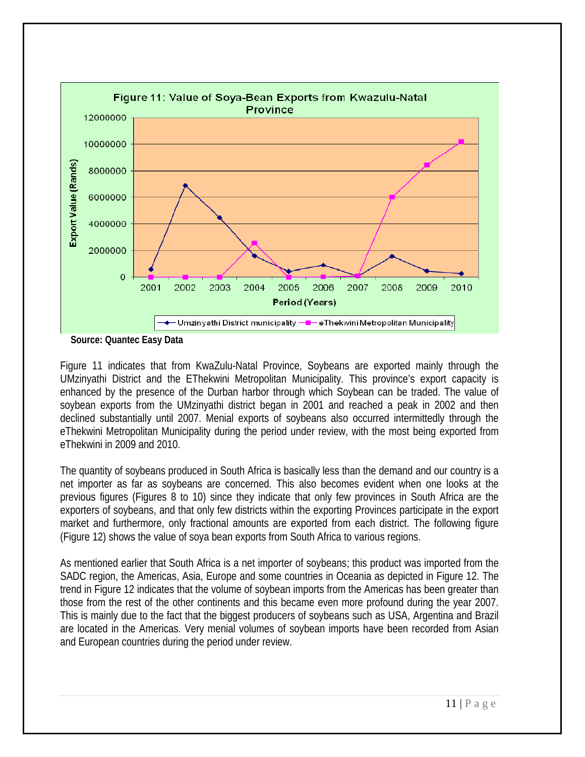Figure 11: Value of Soya-Bean Exports from Kwazulu-Natal Province

Source: Quantec Easy Data

Figure 11 indicates that from KwaZulu-Natal Province, Soybeans are exported mainly through the UMzinyathi District and the EThekwini Metropolitan Municipality. This province's export capacity is enhanced by the presence of the Durban harbor through which Soybean can be traded. The value of soybean exports from the UMzinyathi district began in 2001 and reached a peak in 2002 and then declined substantially until 2007. Menial exports of soybeans also occurred intermittedly through the eThekwini Metropolitan Municipality during the period under review, with the most being exported from eThekwini in 2009 and 2010.

The quantity of soybeans produced in South Africa is basically less than the demand and our country is a net importer as far as soybeans are concerned. This also becomes evident when one looks at the previous figures (Figures 8 to 10) since they indicate that only few provinces in South Africa are the exporters of soybeans, and that only few districts within the exporting Provinces participate in the export market and furthermore, only fractional amounts are exported from each district. The following figure (Figure 12) shows the value of soya bean exports from South Africa to various regions.

As mentioned earlier that South Africa is a net importer of soybeans; this product was imported from the SADC region, the Americas, Asia, Europe and some countries in Oceania as depicted in Figure 12. The trend in Figure 12 indicates that the volume of soybean imports from the Americas has been greater than those from the rest of the other continents and this became even more profound during the year 2007. This is mainly due to the fact that the biggest producers of soybeans such as USA, Argentina and Brazil are located in the Americas. Very menial volumes of soybean imports have been recorded from Asian and European countries during the period under review.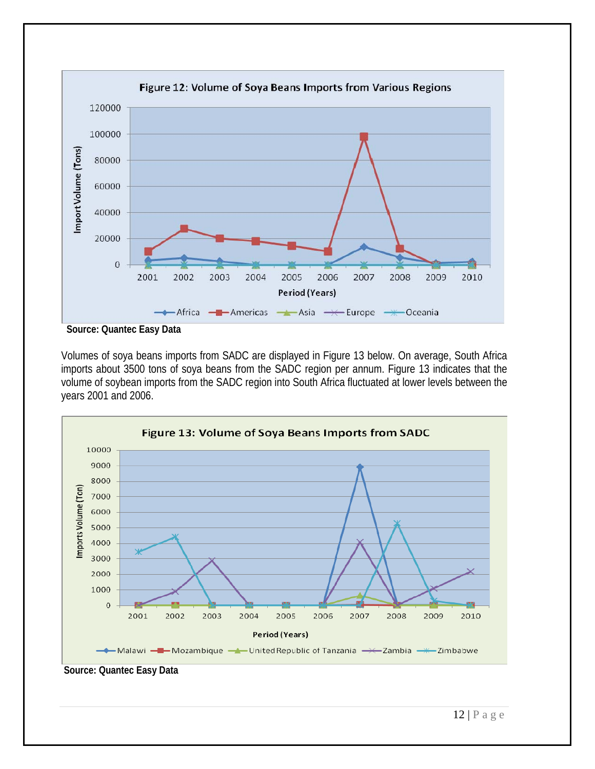Figure 12: Volume of Soya Beans Imports from Various Regions

Source: Quantec Easy Data

Volumes of soya beans imports from SADC are displayed in Figure 13 below. On average, South Africa imports about 3500 tons of soya beans from the SADC region per annum. Figure 13 indicates that the volume of soybean imports from the SADC region into South Africa fluctuated at lower levels between the years 2001 and 2006.

Figure 13: Volume of Soya Beans Imports from SADC

Source: Quantec Easy Data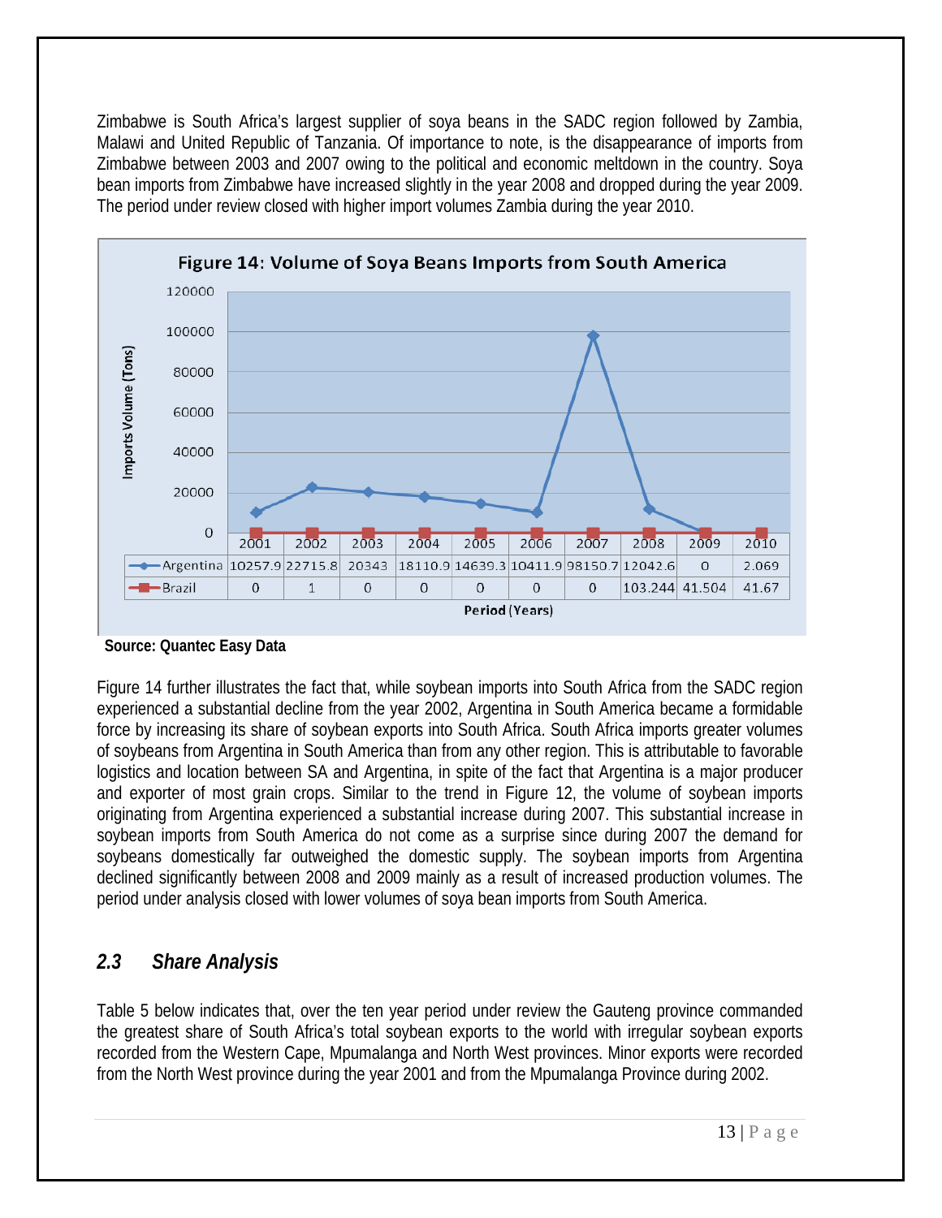Zimbabwe is South Africa's largest supplier of soya beans in the SADC region followed by Zambia, Malawi and United Republic of Tanzania. Of importance to note, is the disappearance of imports from Zimbabwe between 2003 and 2007 owing to the political and economic meltdown in the country. Soya bean imports from Zimbabwe have increased slightly in the year 2008 and dropped during the year 2009. The period under review closed with higher import volumes Zambia during the year 2010.

**Figure 14: Volume of Soya Beans Imports from South America**

| | 2001 | 2002 | 2003 | 2004 | 2005 | 2006 | 2007 | 2008 | 2009 | 2010 |
|---|---|---|---|---|---|---|---|---|---|---|
| Argentina | 10257.9 | 22715.8 | 20343 | 18110.9 | 14639.3 | 10411.9 | 98150.7 | 12042.6 | 0 | 2.069 |
| Brazil | 0 | 1 | 0 | 0 | 0 | 0 | 0 | 103.244 | 41.504 | 41.67 |

Imports Volume (Tons); Period (Years)

**Source: Quantec Easy Data**

Figure 14 further illustrates the fact that, while soybean imports into South Africa from the SADC region experienced a substantial decline from the year 2002, Argentina in South America became a formidable force by increasing its share of soybean exports into South Africa. South Africa imports greater volumes of soybeans from Argentina in South America than from any other region. This is attributable to favorable logistics and location between SA and Argentina, in spite of the fact that Argentina is a major producer and exporter of most grain crops. Similar to the trend in Figure 12, the volume of soybean imports originating from Argentina experienced a substantial increase during 2007. This substantial increase in soybean imports from South America do not come as a surprise since during 2007 the demand for soybeans domestically far outweighed the domestic supply. The soybean imports from Argentina declined significantly between 2008 and 2009 mainly as a result of increased production volumes. The period under analysis closed with lower volumes of soya bean imports from South America.

## *2.3 Share Analysis*

Table 5 below indicates that, over the ten year period under review the Gauteng province commanded the greatest share of South Africa's total soybean exports to the world with irregular soybean exports recorded from the Western Cape, Mpumalanga and North West provinces. Minor exports were recorded from the North West province during the year 2001 and from the Mpumalanga Province during 2002.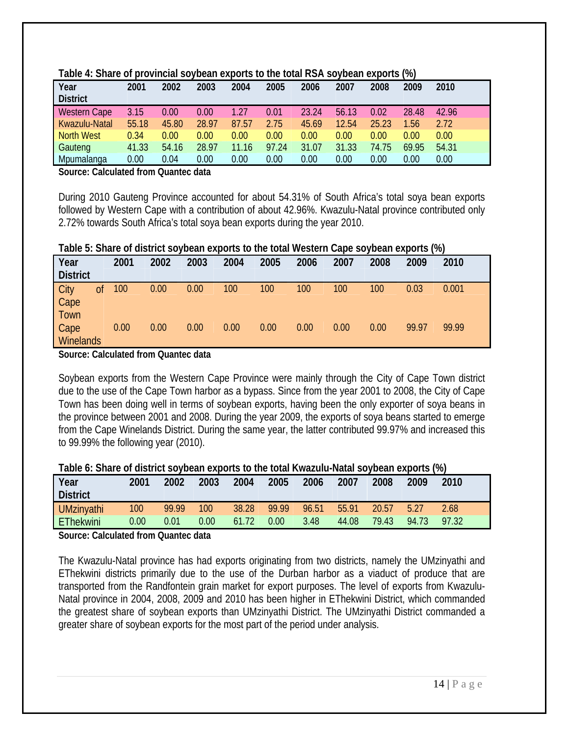**Table 4: Share of provincial soybean exports to the total RSA soybean exports (%)**

| Year District | 2001 | 2002 | 2003 | 2004 | 2005 | 2006 | 2007 | 2008 | 2009 | 2010 |
|---|---|---|---|---|---|---|---|---|---|---|
| Western Cape | 3.15 | 0.00 | 0.00 | 1.27 | 0.01 | 23.24 | 56.13 | 0.02 | 28.48 | 42.96 |
| Kwazulu-Natal | 55.18 | 45.80 | 28.97 | 87.57 | 2.75 | 45.69 | 12.54 | 25.23 | 1.56 | 2.72 |
| North West | 0.34 | 0.00 | 0.00 | 0.00 | 0.00 | 0.00 | 0.00 | 0.00 | 0.00 | 0.00 |
| Gauteng | 41.33 | 54.16 | 28.97 | 11.16 | 97.24 | 31.07 | 31.33 | 74.75 | 69.95 | 54.31 |
| Mpumalanga | 0.00 | 0.04 | 0.00 | 0.00 | 0.00 | 0.00 | 0.00 | 0.00 | 0.00 | 0.00 |

**Source: Calculated from Quantec data**

During 2010 Gauteng Province accounted for about 54.31% of South Africa's total soya bean exports followed by Western Cape with a contribution of about 42.96%. Kwazulu-Natal province contributed only 2.72% towards South Africa's total soya bean exports during the year 2010.

**Table 5: Share of district soybean exports to the total Western Cape soybean exports (%)**

| Year District | 2001 | 2002 | 2003 | 2004 | 2005 | 2006 | 2007 | 2008 | 2009 | 2010 |
|---|---|---|---|---|---|---|---|---|---|---|
| City of Cape Town | 100 | 0.00 | 0.00 | 100 | 100 | 100 | 100 | 100 | 0.03 | 0.001 |
| Cape Winelands | 0.00 | 0.00 | 0.00 | 0.00 | 0.00 | 0.00 | 0.00 | 0.00 | 99.97 | 99.99 |

**Source: Calculated from Quantec data**

Soybean exports from the Western Cape Province were mainly through the City of Cape Town district due to the use of the Cape Town harbor as a bypass. Since from the year 2001 to 2008, the City of Cape Town has been doing well in terms of soybean exports, having been the only exporter of soya beans in the province between 2001 and 2008. During the year 2009, the exports of soya beans started to emerge from the Cape Winelands District. During the same year, the latter contributed 99.97% and increased this to 99.99% the following year (2010).

**Table 6: Share of district soybean exports to the total Kwazulu-Natal soybean exports (%)**

| Year District | 2001 | 2002 | 2003 | 2004 | 2005 | 2006 | 2007 | 2008 | 2009 | 2010 |
|---|---|---|---|---|---|---|---|---|---|---|
| UMzinyathi | 100 | 99.99 | 100 | 38.28 | 99.99 | 96.51 | 55.91 | 20.57 | 5.27 | 2.68 |
| EThekwini | 0.00 | 0.01 | 0.00 | 61.72 | 0.00 | 3.48 | 44.08 | 79.43 | 94.73 | 97.32 |

**Source: Calculated from Quantec data**

The Kwazulu-Natal province has had exports originating from two districts, namely the UMzinyathi and EThekwini districts primarily due to the use of the Durban harbor as a viaduct of produce that are transported from the Randfontein grain market for export purposes. The level of exports from Kwazulu-Natal province in 2004, 2008, 2009 and 2010 has been higher in EThekwini District, which commanded the greatest share of soybean exports than UMzinyathi District. The UMzinyathi District commanded a greater share of soybean exports for the most part of the period under analysis.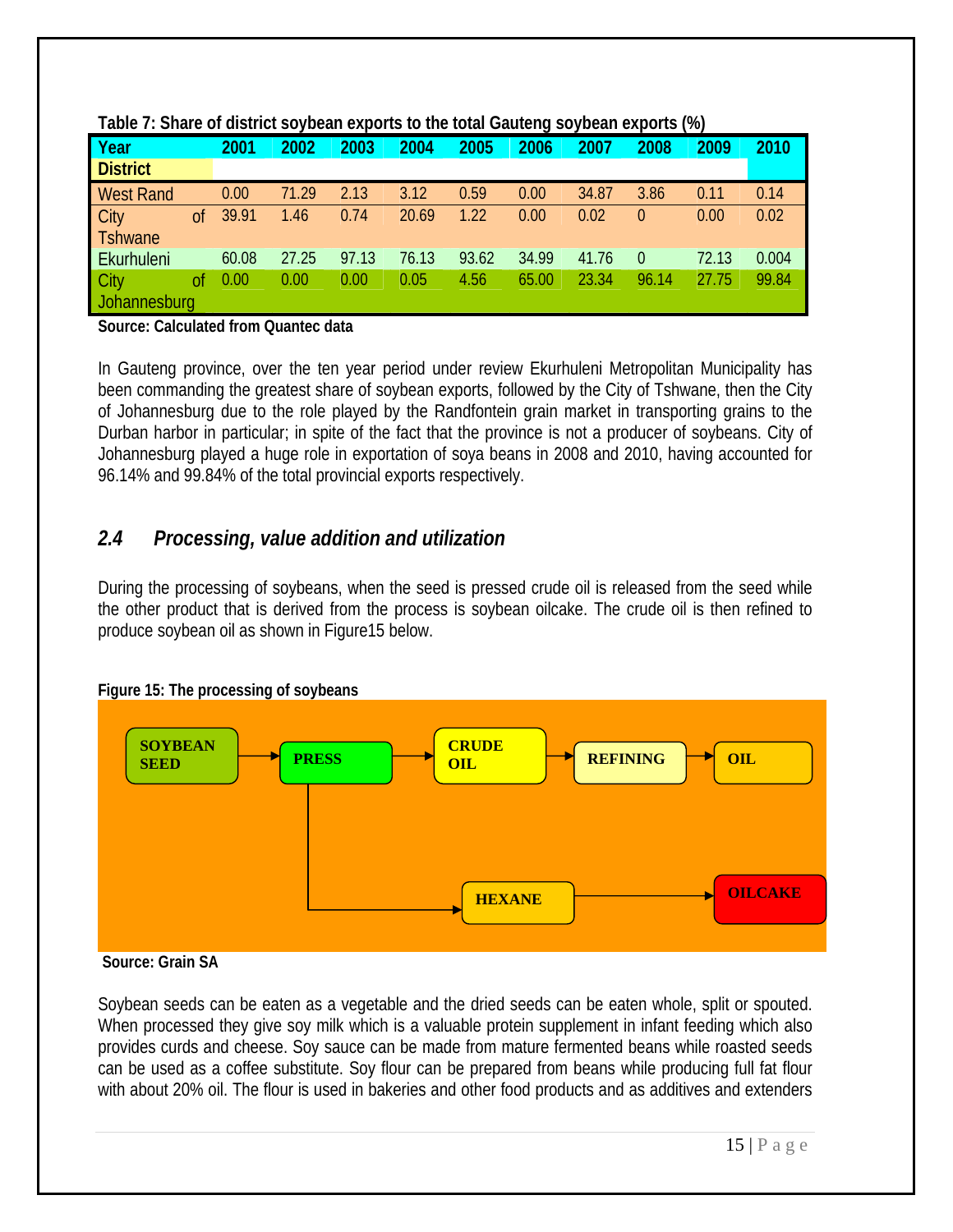**Table 7: Share of district soybean exports to the total Gauteng soybean exports (%)**

| Year / District | 2001 | 2002 | 2003 | 2004 | 2005 | 2006 | 2007 | 2008 | 2009 | 2010 |
|---|---|---|---|---|---|---|---|---|---|---|
| West Rand | 0.00 | 71.29 | 2.13 | 3.12 | 0.59 | 0.00 | 34.87 | 3.86 | 0.11 | 0.14 |
| City of Tshwane | 39.91 | 1.46 | 0.74 | 20.69 | 1.22 | 0.00 | 0.02 | 0 | 0.00 | 0.02 |
| Ekurhuleni | 60.08 | 27.25 | 97.13 | 76.13 | 93.62 | 34.99 | 41.76 | 0 | 72.13 | 0.004 |
| City of Johannesburg | 0.00 | 0.00 | 0.00 | 0.05 | 4.56 | 65.00 | 23.34 | 96.14 | 27.75 | 99.84 |

**Source: Calculated from Quantec data**

In Gauteng province, over the ten year period under review Ekurhuleni Metropolitan Municipality has been commanding the greatest share of soybean exports, followed by the City of Tshwane, then the City of Johannesburg due to the role played by the Randfontein grain market in transporting grains to the Durban harbor in particular; in spite of the fact that the province is not a producer of soybeans. City of Johannesburg played a huge role in exportation of soya beans in 2008 and 2010, having accounted for 96.14% and 99.84% of the total provincial exports respectively.

## *2.4 Processing, value addition and utilization*

During the processing of soybeans, when the seed is pressed crude oil is released from the seed while the other product that is derived from the process is soybean oilcake. The crude oil is then refined to produce soybean oil as shown in Figure15 below.

**Figure 15: The processing of soybeans**

SOYBEAN SEED → PRESS → CRUDE OIL → REFINING → OIL

PRESS → HEXANE → OILCAKE

**Source: Grain SA**

Soybean seeds can be eaten as a vegetable and the dried seeds can be eaten whole, split or spouted. When processed they give soy milk which is a valuable protein supplement in infant feeding which also provides curds and cheese. Soy sauce can be made from mature fermented beans while roasted seeds can be used as a coffee substitute. Soy flour can be prepared from beans while producing full fat flour with about 20% oil. The flour is used in bakeries and other food products and as additives and extenders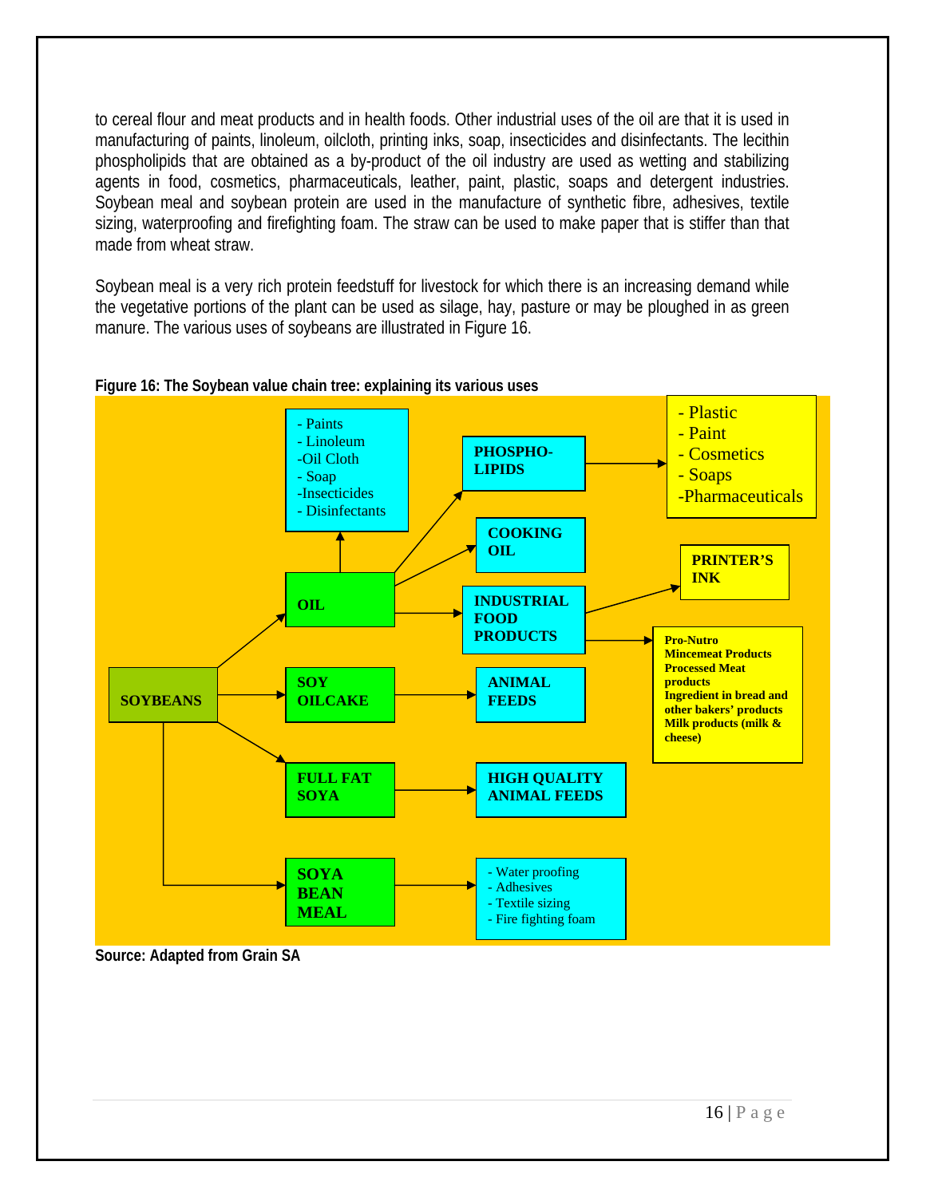to cereal flour and meat products and in health foods. Other industrial uses of the oil are that it is used in manufacturing of paints, linoleum, oilcloth, printing inks, soap, insecticides and disinfectants. The lecithin phospholipids that are obtained as a by-product of the oil industry are used as wetting and stabilizing agents in food, cosmetics, pharmaceuticals, leather, paint, plastic, soaps and detergent industries. Soybean meal and soybean protein are used in the manufacture of synthetic fibre, adhesives, textile sizing, waterproofing and firefighting foam. The straw can be used to make paper that is stiffer than that made from wheat straw.

Soybean meal is a very rich protein feedstuff for livestock for which there is an increasing demand while the vegetative portions of the plant can be used as silage, hay, pasture or may be ploughed in as green manure. The various uses of soybeans are illustrated in Figure 16.

**Figure 16: The Soybean value chain tree: explaining its various uses**

- **SOYBEANS**
  - **OIL**
    - - Paints, - Linoleum, -Oil Cloth, - Soap, -Insecticides, - Disinfectants
    - **PHOSPHO-LIPIDS** → - Plastic, - Paint, - Cosmetics, - Soaps, -Pharmaceuticals
    - **COOKING OIL**
    - **INDUSTRIAL FOOD PRODUCTS**
      - **PRINTER'S INK**
      - **Pro-Nutro, Mincemeat Products, Processed Meat products, Ingredient in bread and other bakers' products, Milk products (milk & cheese)**
  - **SOY OILCAKE** → **ANIMAL FEEDS**
  - **FULL FAT SOYA** → **HIGH QUALITY ANIMAL FEEDS**
  - **SOYA BEAN MEAL** → - Water proofing, - Adhesives, - Textile sizing, - Fire fighting foam

**Source: Adapted from Grain SA**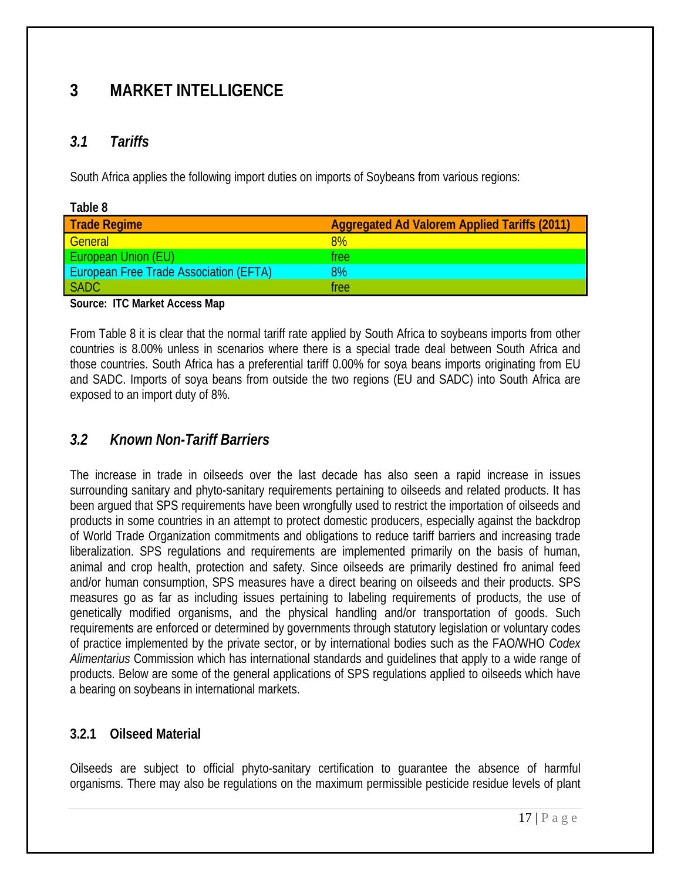# 3 MARKET INTELLIGENCE

## *3.1 Tariffs*

South Africa applies the following import duties on imports of Soybeans from various regions:

**Table 8**

| Trade Regime | Aggregated Ad Valorem Applied Tariffs (2011) |
|---|---|
| General | 8% |
| European Union (EU) | free |
| European Free Trade Association (EFTA) | 8% |
| SADC | free |

**Source: ITC Market Access Map**

From Table 8 it is clear that the normal tariff rate applied by South Africa to soybeans imports from other countries is 8.00% unless in scenarios where there is a special trade deal between South Africa and those countries. South Africa has a preferential tariff 0.00% for soya beans imports originating from EU and SADC. Imports of soya beans from outside the two regions (EU and SADC) into South Africa are exposed to an import duty of 8%.

## *3.2 Known Non-Tariff Barriers*

The increase in trade in oilseeds over the last decade has also seen a rapid increase in issues surrounding sanitary and phyto-sanitary requirements pertaining to oilseeds and related products. It has been argued that SPS requirements have been wrongfully used to restrict the importation of oilseeds and products in some countries in an attempt to protect domestic producers, especially against the backdrop of World Trade Organization commitments and obligations to reduce tariff barriers and increasing trade liberalization. SPS regulations and requirements are implemented primarily on the basis of human, animal and crop health, protection and safety. Since oilseeds are primarily destined fro animal feed and/or human consumption, SPS measures have a direct bearing on oilseeds and their products. SPS measures go as far as including issues pertaining to labeling requirements of products, the use of genetically modified organisms, and the physical handling and/or transportation of goods. Such requirements are enforced or determined by governments through statutory legislation or voluntary codes of practice implemented by the private sector, or by international bodies such as the FAO/WHO *Codex Alimentarius* Commission which has international standards and guidelines that apply to a wide range of products. Below are some of the general applications of SPS regulations applied to oilseeds which have a bearing on soybeans in international markets.

### 3.2.1 Oilseed Material

Oilseeds are subject to official phyto-sanitary certification to guarantee the absence of harmful organisms. There may also be regulations on the maximum permissible pesticide residue levels of plant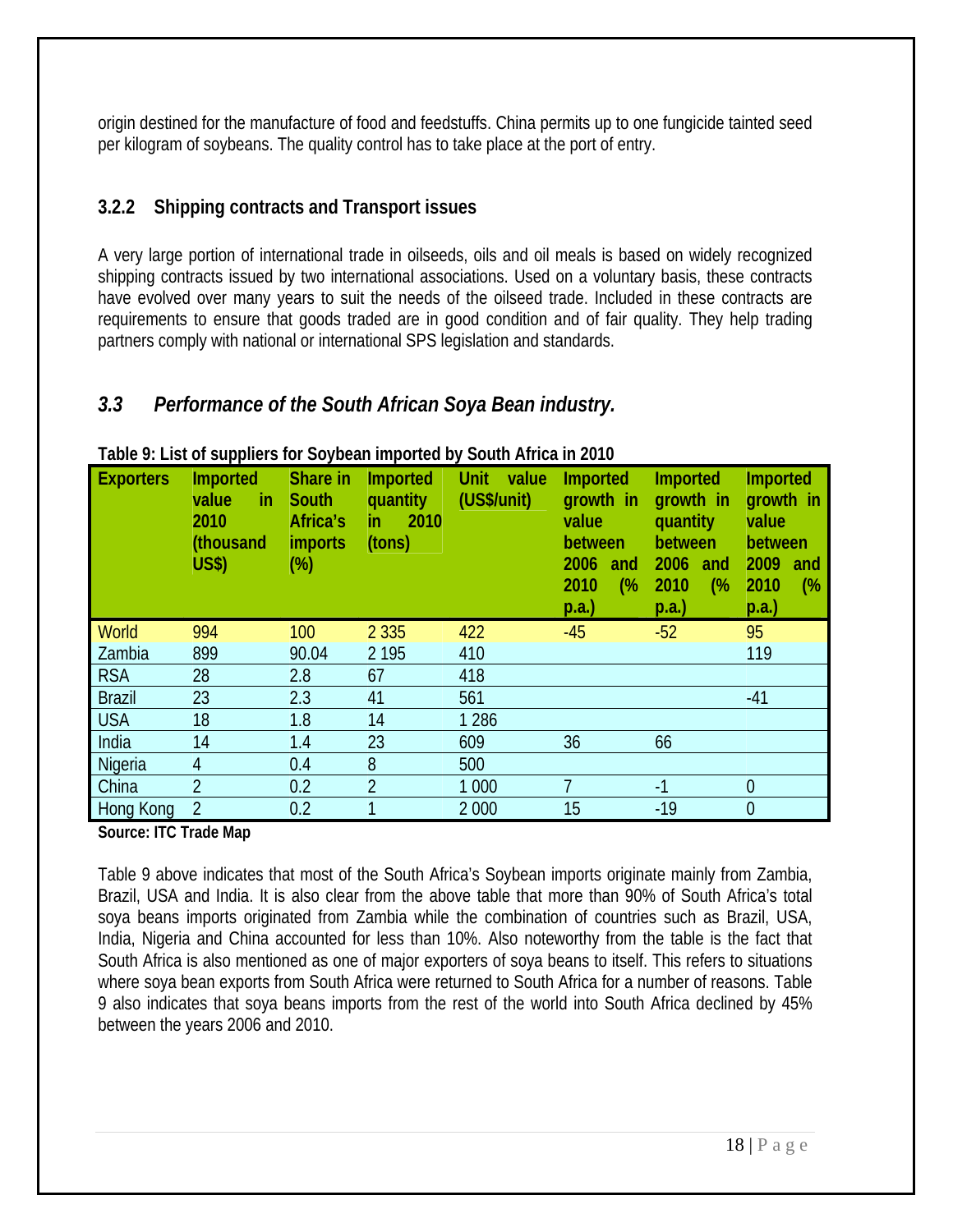origin destined for the manufacture of food and feedstuffs. China permits up to one fungicide tainted seed per kilogram of soybeans. The quality control has to take place at the port of entry.

### 3.2.2 Shipping contracts and Transport issues

A very large portion of international trade in oilseeds, oils and oil meals is based on widely recognized shipping contracts issued by two international associations. Used on a voluntary basis, these contracts have evolved over many years to suit the needs of the oilseed trade. Included in these contracts are requirements to ensure that goods traded are in good condition and of fair quality. They help trading partners comply with national or international SPS legislation and standards.

## *3.3 Performance of the South African Soya Bean industry.*

**Table 9: List of suppliers for Soybean imported by South Africa in 2010**

| Exporters | Imported value in 2010 (thousand US$) | Share in South Africa's imports (%) | Imported quantity in 2010 (tons) | Unit value (US$/unit) | Imported growth in value between 2006 and 2010 (% p.a.) | Imported growth in quantity between 2006 and 2010 (% p.a.) | Imported growth in value between 2009 and 2010 (% p.a.) |
|---|---|---|---|---|---|---|---|
| World | 994 | 100 | 2 335 | 422 | -45 | -52 | 95 |
| Zambia | 899 | 90.04 | 2 195 | 410 | | | 119 |
| RSA | 28 | 2.8 | 67 | 418 | | | |
| Brazil | 23 | 2.3 | 41 | 561 | | | -41 |
| USA | 18 | 1.8 | 14 | 1 286 | | | |
| India | 14 | 1.4 | 23 | 609 | 36 | 66 | |
| Nigeria | 4 | 0.4 | 8 | 500 | | | |
| China | 2 | 0.2 | 2 | 1 000 | 7 | -1 | 0 |
| Hong Kong | 2 | 0.2 | 1 | 2 000 | 15 | -19 | 0 |

**Source: ITC Trade Map**

Table 9 above indicates that most of the South Africa's Soybean imports originate mainly from Zambia, Brazil, USA and India. It is also clear from the above table that more than 90% of South Africa's total soya beans imports originated from Zambia while the combination of countries such as Brazil, USA, India, Nigeria and China accounted for less than 10%. Also noteworthy from the table is the fact that South Africa is also mentioned as one of major exporters of soya beans to itself. This refers to situations where soya bean exports from South Africa were returned to South Africa for a number of reasons. Table 9 also indicates that soya beans imports from the rest of the world into South Africa declined by 45% between the years 2006 and 2010.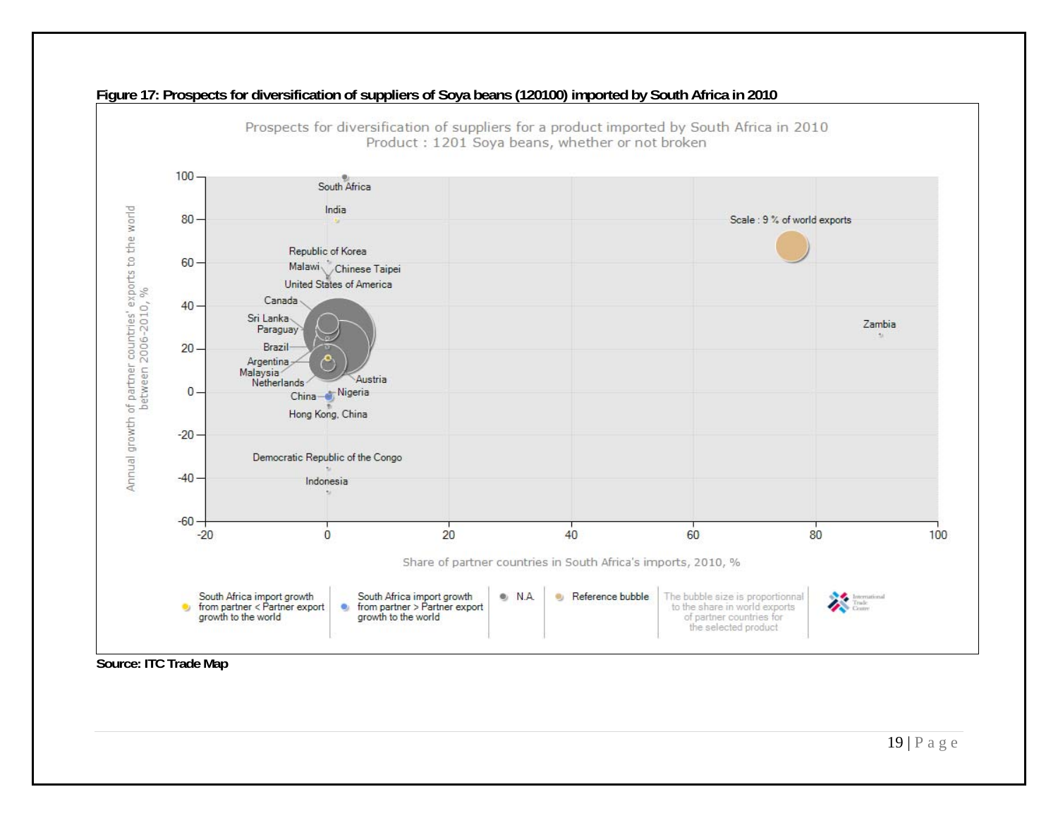**Figure 17: Prospects for diversification of suppliers of Soya beans (120100) imported by South Africa in 2010**

Prospects for diversification of suppliers for a product imported by South Africa in 2010
Product : 1201 Soya beans, whether or not broken

Scale : 9 % of world exports

Y-axis: Annual growth of partner countries' exports to the world between 2006-2010, %

X-axis: Share of partner countries in South Africa's imports, 2010, %

Labels: South Africa, India, Republic of Korea, Malawi, Chinese Taipei, United States of America, Canada, Sri Lanka, Paraguay, Brazil, Argentina, Malaysia, Netherlands, Austria, China, Nigeria, Hong Kong, China, Democratic Republic of the Congo, Indonesia, Zambia

Legend: South Africa import growth from partner < Partner export growth to the world; South Africa import growth from partner > Partner export growth to the world; N.A.; Reference bubble; The bubble size is proportionnal to the share in world exports of partner countries for the selected product

**Source: ITC Trade Map**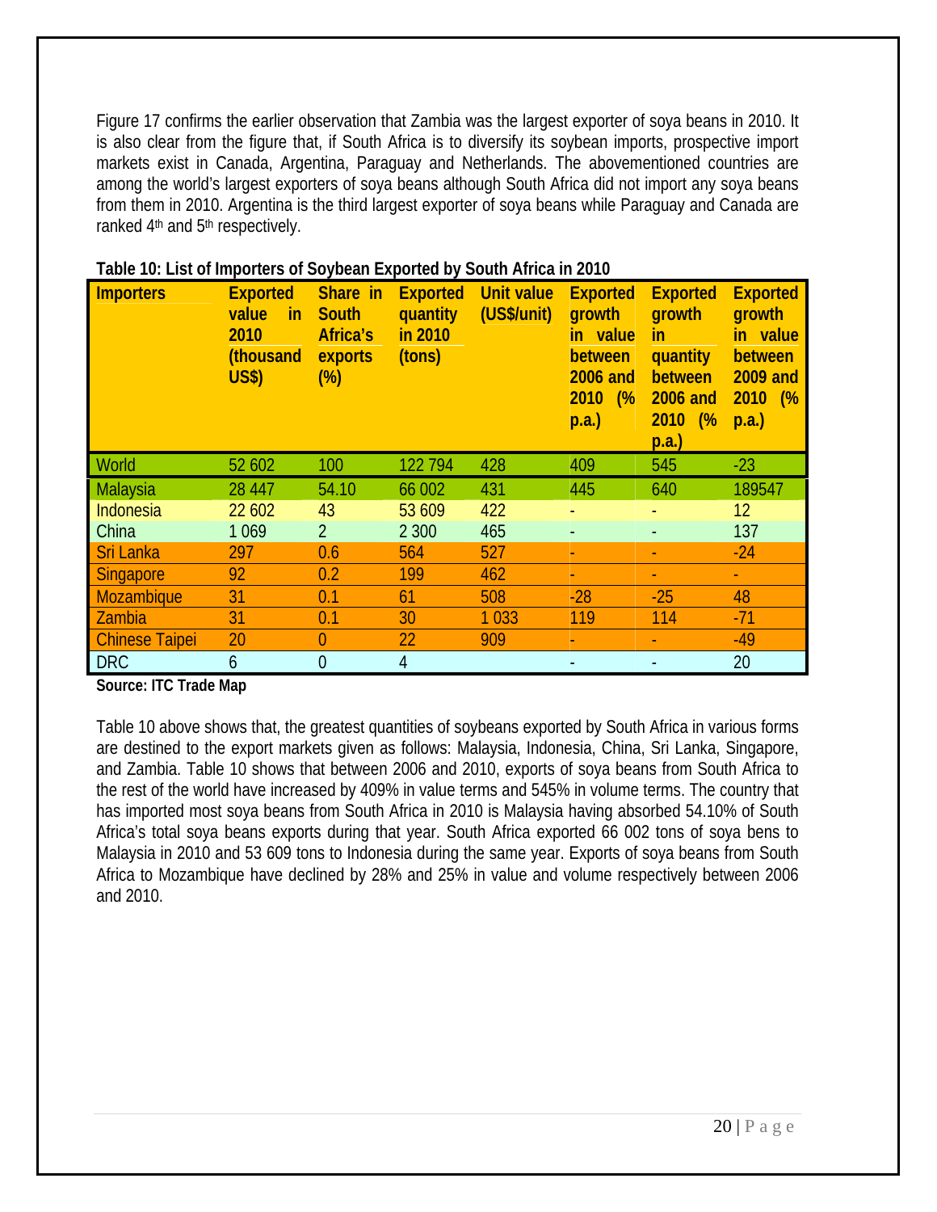Figure 17 confirms the earlier observation that Zambia was the largest exporter of soya beans in 2010. It is also clear from the figure that, if South Africa is to diversify its soybean imports, prospective import markets exist in Canada, Argentina, Paraguay and Netherlands. The abovementioned countries are among the world's largest exporters of soya beans although South Africa did not import any soya beans from them in 2010. Argentina is the third largest exporter of soya beans while Paraguay and Canada are ranked 4th and 5th respectively.

**Table 10: List of Importers of Soybean Exported by South Africa in 2010**

| Importers | Exported value in 2010 (thousand US$) | Share in South Africa's exports (%) | Exported quantity in 2010 (tons) | Unit value (US$/unit) | Exported growth in value between 2006 and 2010 (% p.a.) | Exported growth in quantity between 2006 and 2010 (% p.a.) | Exported growth in value between 2009 and 2010 (% p.a.) |
|---|---|---|---|---|---|---|---|
| World | 52 602 | 100 | 122 794 | 428 | 409 | 545 | -23 |
| Malaysia | 28 447 | 54.10 | 66 002 | 431 | 445 | 640 | 189547 |
| Indonesia | 22 602 | 43 | 53 609 | 422 | - | - | 12 |
| China | 1 069 | 2 | 2 300 | 465 | - | - | 137 |
| Sri Lanka | 297 | 0.6 | 564 | 527 | - | - | -24 |
| Singapore | 92 | 0.2 | 199 | 462 | - | - | - |
| Mozambique | 31 | 0.1 | 61 | 508 | -28 | -25 | 48 |
| Zambia | 31 | 0.1 | 30 | 1 033 | 119 | 114 | -71 |
| Chinese Taipei | 20 | 0 | 22 | 909 | - | - | -49 |
| DRC | 6 | 0 | 4 | | - | - | 20 |

**Source: ITC Trade Map**

Table 10 above shows that, the greatest quantities of soybeans exported by South Africa in various forms are destined to the export markets given as follows: Malaysia, Indonesia, China, Sri Lanka, Singapore, and Zambia. Table 10 shows that between 2006 and 2010, exports of soya beans from South Africa to the rest of the world have increased by 409% in value terms and 545% in volume terms. The country that has imported most soya beans from South Africa in 2010 is Malaysia having absorbed 54.10% of South Africa's total soya beans exports during that year. South Africa exported 66 002 tons of soya bens to Malaysia in 2010 and 53 609 tons to Indonesia during the same year. Exports of soya beans from South Africa to Mozambique have declined by 28% and 25% in value and volume respectively between 2006 and 2010.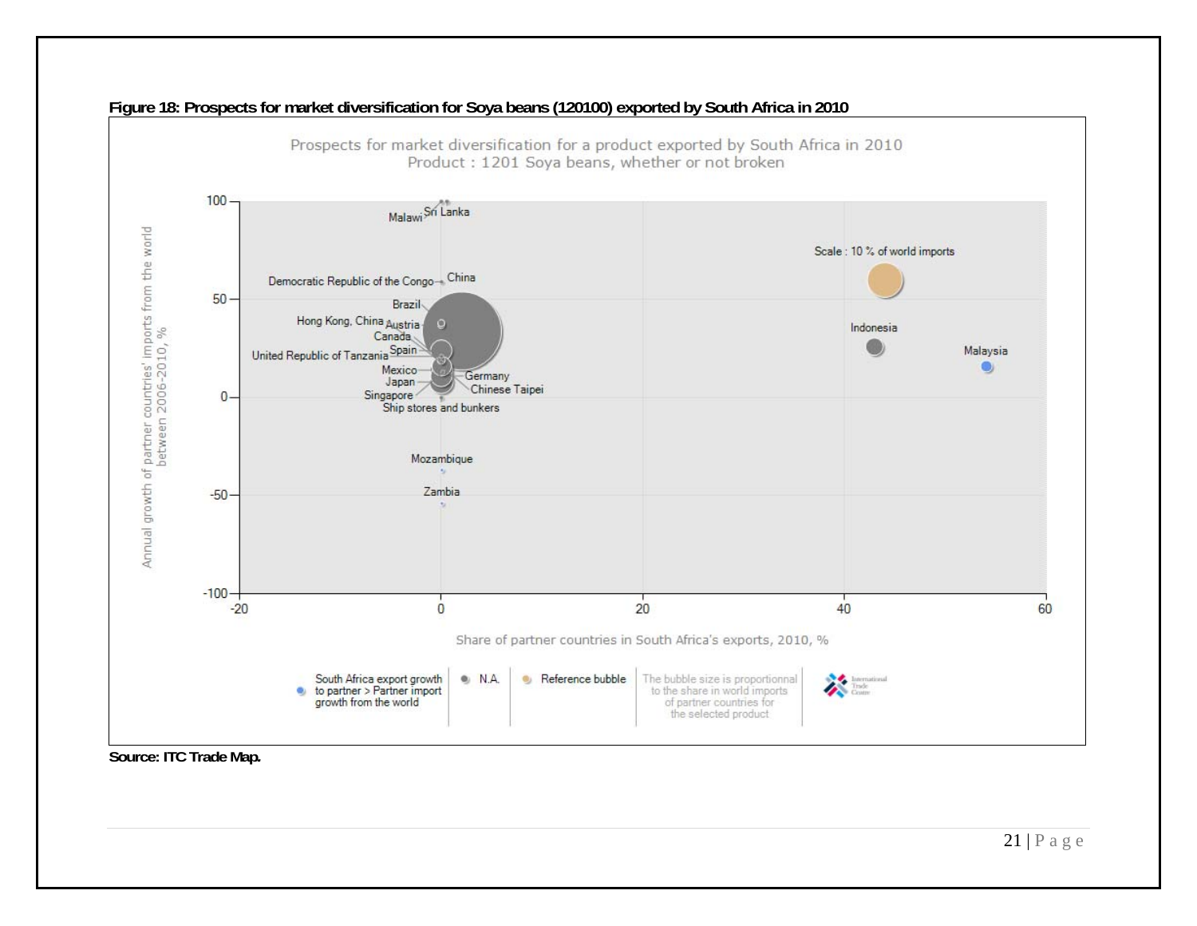**Figure 18: Prospects for market diversification for Soya beans (120100) exported by South Africa in 2010**

Prospects for market diversification for a product exported by South Africa in 2010
Product : 1201 Soya beans, whether or not broken

**Source: ITC Trade Map.**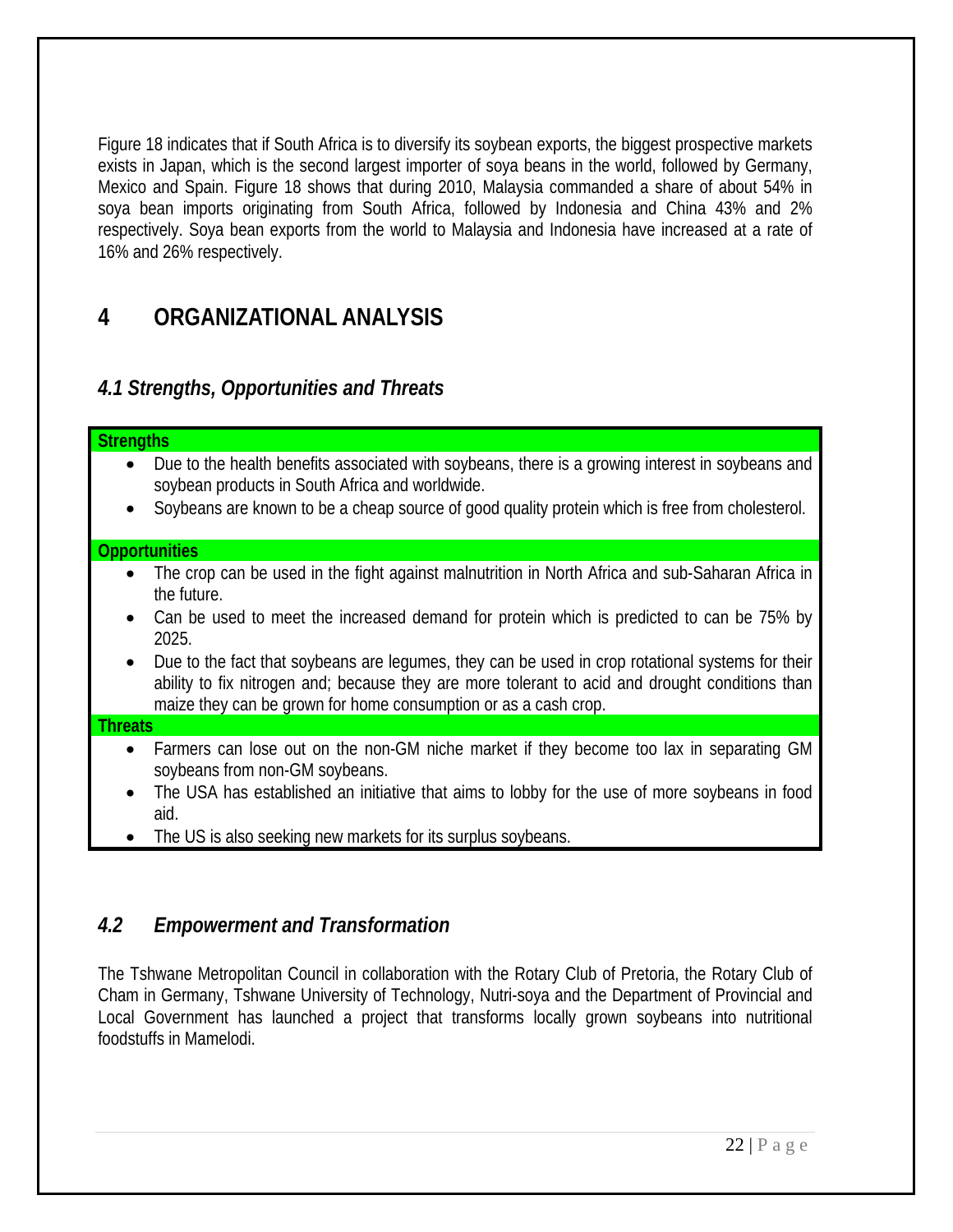Figure 18 indicates that if South Africa is to diversify its soybean exports, the biggest prospective markets exists in Japan, which is the second largest importer of soya beans in the world, followed by Germany, Mexico and Spain. Figure 18 shows that during 2010, Malaysia commanded a share of about 54% in soya bean imports originating from South Africa, followed by Indonesia and China 43% and 2% respectively. Soya bean exports from the world to Malaysia and Indonesia have increased at a rate of 16% and 26% respectively.

# 4 ORGANIZATIONAL ANALYSIS

## *4.1 Strengths, Opportunities and Threats*

**Strengths**

- Due to the health benefits associated with soybeans, there is a growing interest in soybeans and soybean products in South Africa and worldwide.
- Soybeans are known to be a cheap source of good quality protein which is free from cholesterol.

**Opportunities**

- The crop can be used in the fight against malnutrition in North Africa and sub-Saharan Africa in the future.
- Can be used to meet the increased demand for protein which is predicted to can be 75% by 2025.
- Due to the fact that soybeans are legumes, they can be used in crop rotational systems for their ability to fix nitrogen and; because they are more tolerant to acid and drought conditions than maize they can be grown for home consumption or as a cash crop.

**Threats**

- Farmers can lose out on the non-GM niche market if they become too lax in separating GM soybeans from non-GM soybeans.
- The USA has established an initiative that aims to lobby for the use of more soybeans in food aid.
- The US is also seeking new markets for its surplus soybeans.

## *4.2 Empowerment and Transformation*

The Tshwane Metropolitan Council in collaboration with the Rotary Club of Pretoria, the Rotary Club of Cham in Germany, Tshwane University of Technology, Nutri-soya and the Department of Provincial and Local Government has launched a project that transforms locally grown soybeans into nutritional foodstuffs in Mamelodi.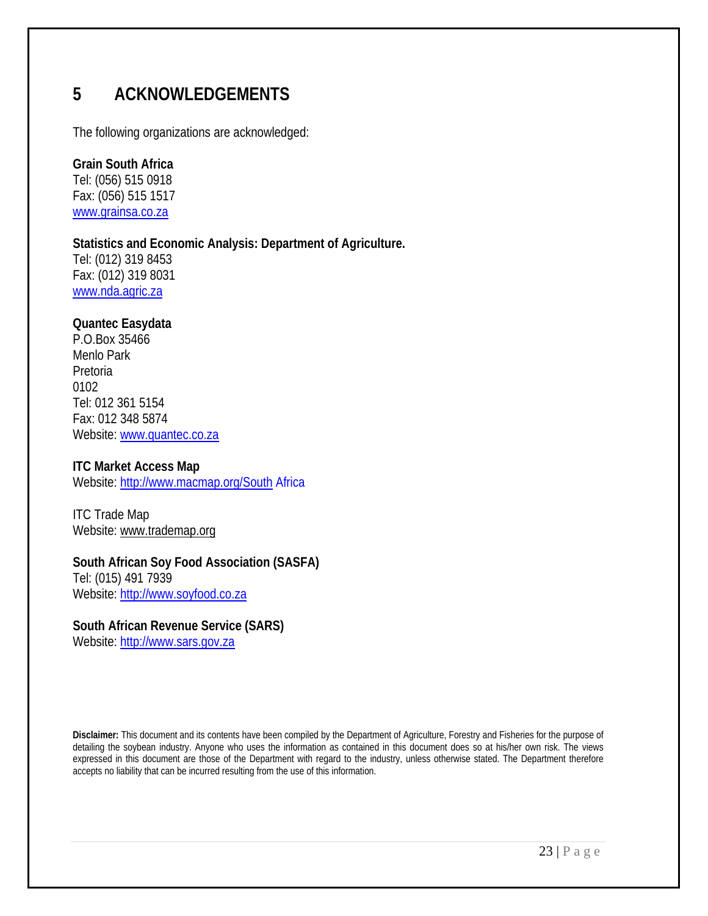# 5 ACKNOWLEDGEMENTS

The following organizations are acknowledged:

**Grain South Africa**
Tel: (056) 515 0918
Fax: (056) 515 1517
www.grainsa.co.za

**Statistics and Economic Analysis: Department of Agriculture.**
Tel: (012) 319 8453
Fax: (012) 319 8031
www.nda.agric.za

**Quantec Easydata**
P.O.Box 35466
Menlo Park
Pretoria
0102
Tel: 012 361 5154
Fax: 012 348 5874
Website: www.quantec.co.za

**ITC Market Access Map**
Website: http://www.macmap.org/South Africa

ITC Trade Map
Website: www.trademap.org

**South African Soy Food Association (SASFA)**
Tel: (015) 491 7939
Website: http://www.soyfood.co.za

**South African Revenue Service (SARS)**
Website: http://www.sars.gov.za

**Disclaimer:** This document and its contents have been compiled by the Department of Agriculture, Forestry and Fisheries for the purpose of detailing the soybean industry. Anyone who uses the information as contained in this document does so at his/her own risk. The views expressed in this document are those of the Department with regard to the industry, unless otherwise stated. The Department therefore accepts no liability that can be incurred resulting from the use of this information.